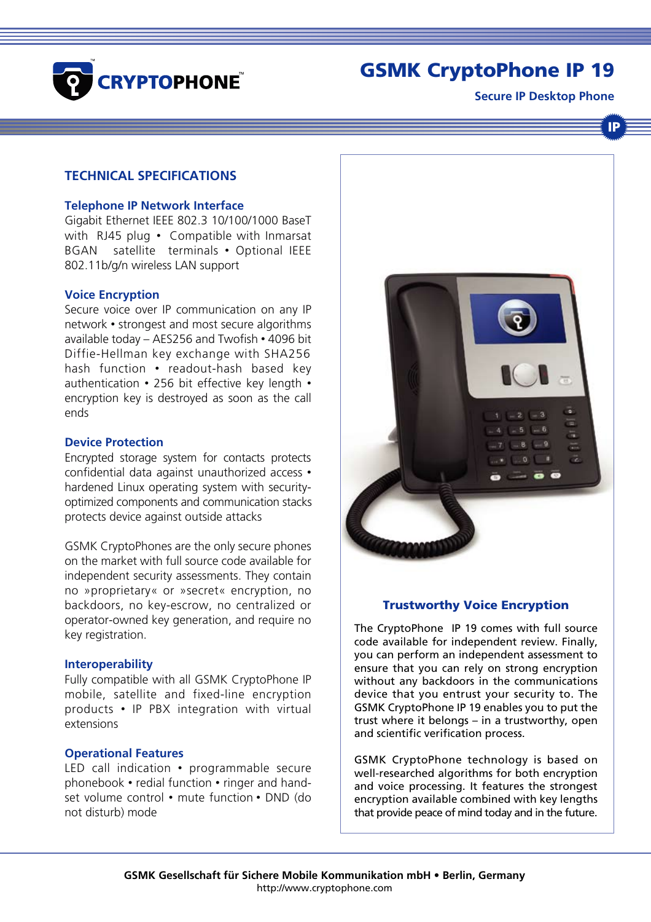CRYPTOPHONE™

# GSMK CryptoPhone IP 19

**Secure IP Desktop Phone**

## TECHNICAL SPECIFICATIONS

### Telephone IP Network Interface

Gigabit Ethernet IEEE 802.3 10/100/1000 BaseT with RJ45 plug • Compatible with Inmarsat BGAN satellite terminals • Optional IEEE 802.11b/g/n wireless LAN support

### Voice Encryption

Secure voice over IP communication on any IP network • strongest and most secure algorithms available today – AES256 and Twofish • 4096 bit Diffie-Hellman key exchange with SHA256 hash function • readout-hash based key authentication • 256 bit effective key length • encryption key is destroyed as soon as the call ends

### Device Protection

Encrypted storage system for contacts protects confidential data against unauthorized access • hardened Linux operating system with security-optimized components and communication stacks protects device against outside attacks

GSMK CryptoPhones are the only secure phones on the market with full source code available for independent security assessments. They contain no »proprietary« or »secret« encryption, no backdoors, no key-escrow, no centralized or operator-owned key generation, and require no key registration.

### Interoperability

Fully compatible with all GSMK CryptoPhone IP mobile, satellite and fixed-line encryption products • IP PBX integration with virtual extensions

### Operational Features

LED call indication • programmable secure phonebook • redial function • ringer and handset volume control • mute function • DND (do not disturb) mode

### Trustworthy Voice Encryption

The CryptoPhone IP 19 comes with full source code available for independent review. Finally, you can perform an independent assessment to ensure that you can rely on strong encryption without any backdoors in the communications device that you entrust your security to. The GSMK CryptoPhone IP 19 enables you to put the trust where it belongs – in a trustworthy, open and scientific verification process.

GSMK CryptoPhone technology is based on well-researched algorithms for both encryption and voice processing. It features the strongest encryption available combined with key lengths that provide peace of mind today and in the future.

**GSMK Gesellschaft für Sichere Mobile Kommunikation mbH • Berlin, Germany**
http://www.cryptophone.com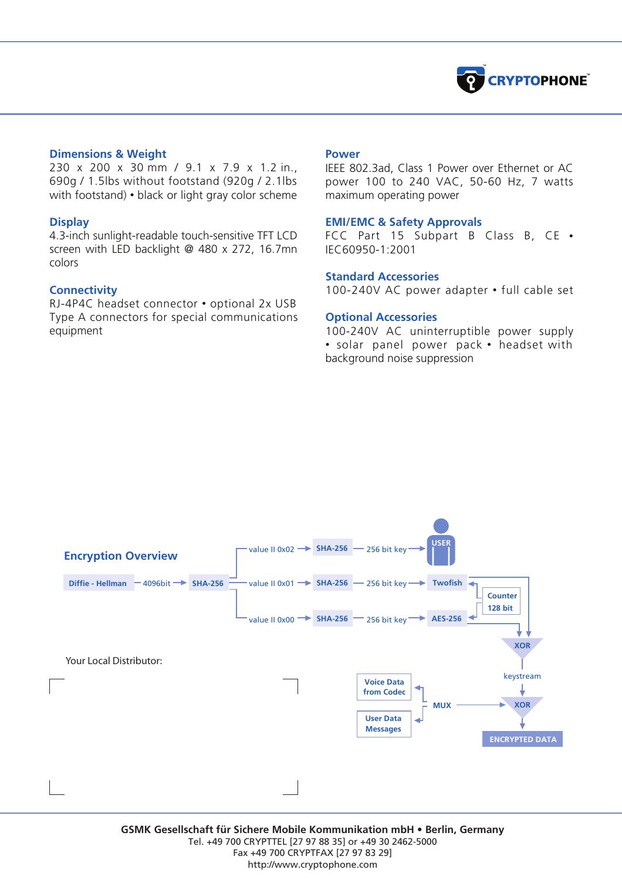## Dimensions & Weight

230 x 200 x 30 mm / 9.1 x 7.9 x 1.2 in., 690g / 1.5lbs without footstand (920g / 2.1lbs with footstand) • black or light gray color scheme

## Display

4.3-inch sunlight-readable touch-sensitive TFT LCD screen with LED backlight @ 480 x 272, 16.7mn colors

## Connectivity

RJ-4P4C headset connector • optional 2x USB Type A connectors for special communications equipment

## Power

IEEE 802.3ad, Class 1 Power over Ethernet or AC power 100 to 240 VAC, 50-60 Hz, 7 watts maximum operating power

## EMI/EMC & Safety Approvals

FCC Part 15 Subpart B Class B, CE • IEC60950-1:2001

## Standard Accessories

100-240V AC power adapter • full cable set

## Optional Accessories

100-240V AC uninterruptible power supply • solar panel power pack • headset with background noise suppression

## Encryption Overview

Diffie - Hellman
4096bit
SHA-256
value II 0x02
value II 0x01
value II 0x00
SHA-256
SHA-256
SHA-256
256 bit key
256 bit key
256 bit key
USER
Twofish
AES-256
Counter
128 bit
XOR
keystream
XOR
MUX
Voice Data from Codec
User Data Messages
ENCRYPTED DATA

Your Local Distributor:

**GSMK Gesellschaft für Sichere Mobile Kommunikation mbH • Berlin, Germany**
Tel. +49 700 CRYPTTEL [27 97 88 35] or +49 30 2462-5000
Fax +49 700 CRYPTFAX [27 97 83 29]
http://www.cryptophone.com